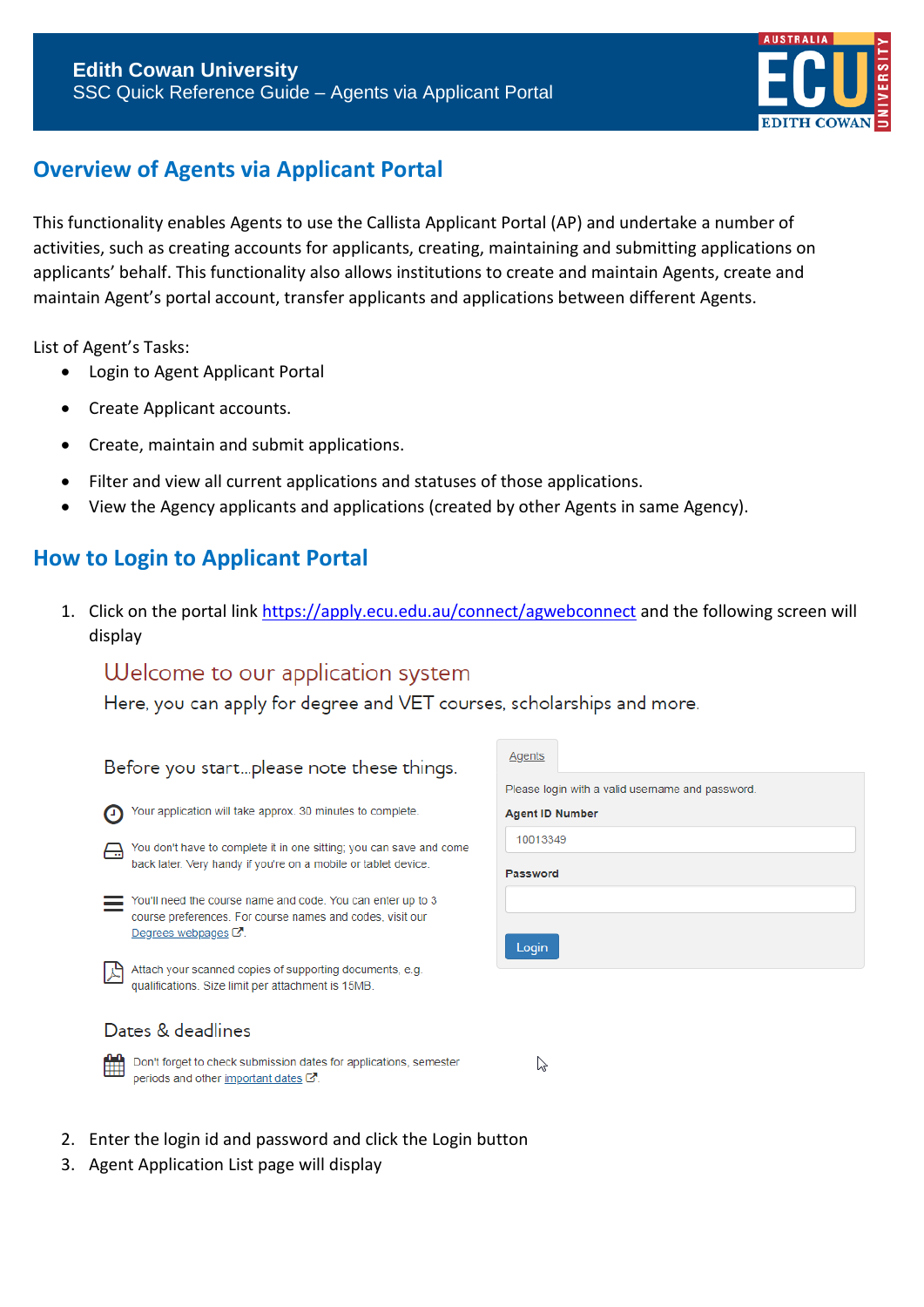**Edith Cowan University**
SSC Quick Reference Guide – Agents via Applicant Portal

## Overview of Agents via Applicant Portal

This functionality enables Agents to use the Callista Applicant Portal (AP) and undertake a number of activities, such as creating accounts for applicants, creating, maintaining and submitting applications on applicants' behalf. This functionality also allows institutions to create and maintain Agents, create and maintain Agent's portal account, transfer applicants and applications between different Agents.

List of Agent's Tasks:

- Login to Agent Applicant Portal
- Create Applicant accounts.
- Create, maintain and submit applications.
- Filter and view all current applications and statuses of those applications.
- View the Agency applicants and applications (created by other Agents in same Agency).

## How to Login to Applicant Portal

1. Click on the portal link https://apply.ecu.edu.au/connect/agwebconnect and the following screen will display

   Welcome to our application system

   Here, you can apply for degree and VET courses, scholarships and more.

   Before you start...please note these things.

   Your application will take approx. 30 minutes to complete.

   You don't have to complete it in one sitting; you can save and come back later. Very handy if you're on a mobile or tablet device.

   You'll need the course name and code. You can enter up to 3 course preferences. For course names and codes, visit our Degrees webpages.

   Attach your scanned copies of supporting documents, e.g. qualifications. Size limit per attachment is 15MB.

   Dates & deadlines

   Don't forget to check submission dates for applications, semester periods and other important dates.

   Agents

   Please login with a valid username and password.

   Agent ID Number: 10013349

   Password

   Login

2. Enter the login id and password and click the Login button
3. Agent Application List page will display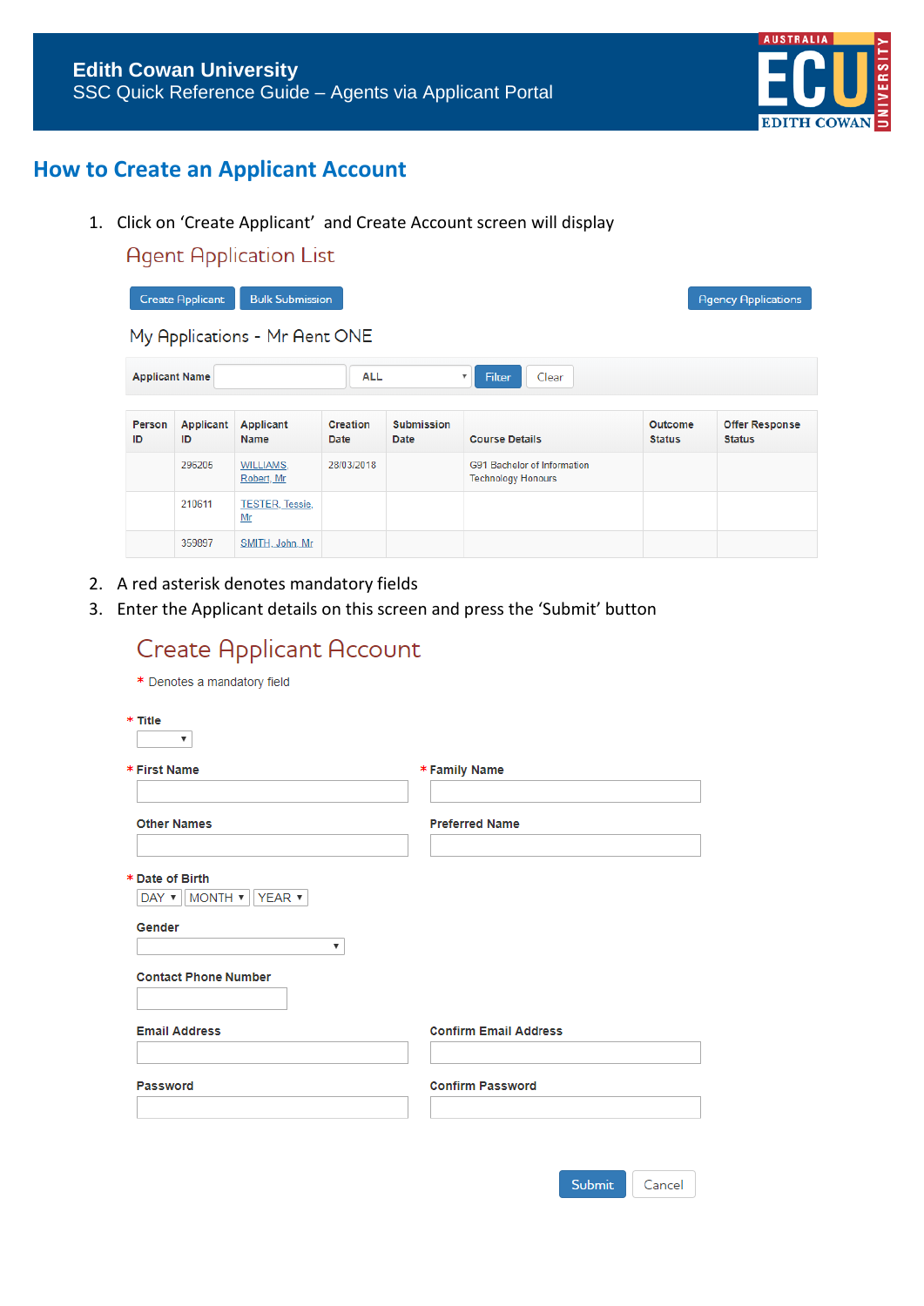## How to Create an Applicant Account

1. Click on 'Create Applicant' and Create Account screen will display

### Agent Application List

Create Applicant | Bulk Submission | Agency Applications

My Applications - Mr Aent ONE

Applicant Name [ ] ALL Filter Clear

| Person ID | Applicant ID | Applicant Name | Creation Date | Submission Date | Course Details | Outcome Status | Offer Response Status |
|---|---|---|---|---|---|---|---|
| | 296205 | WILLIAMS, Robert, Mr | 28/03/2018 | | G91 Bachelor of Information Technology Honours | | |
| | 210611 | TESTER, Tessie, Mr | | | | | |
| | 359897 | SMITH, John, Mr | | | | | |

2. A red asterisk denotes mandatory fields
3. Enter the Applicant details on this screen and press the 'Submit' button

### Create Applicant Account

\* Denotes a mandatory field

\* Title

\* First Name

\* Family Name

Other Names

Preferred Name

\* Date of Birth

DAY MONTH YEAR

Gender

Contact Phone Number

Email Address

Confirm Email Address

Password

Confirm Password

Submit | Cancel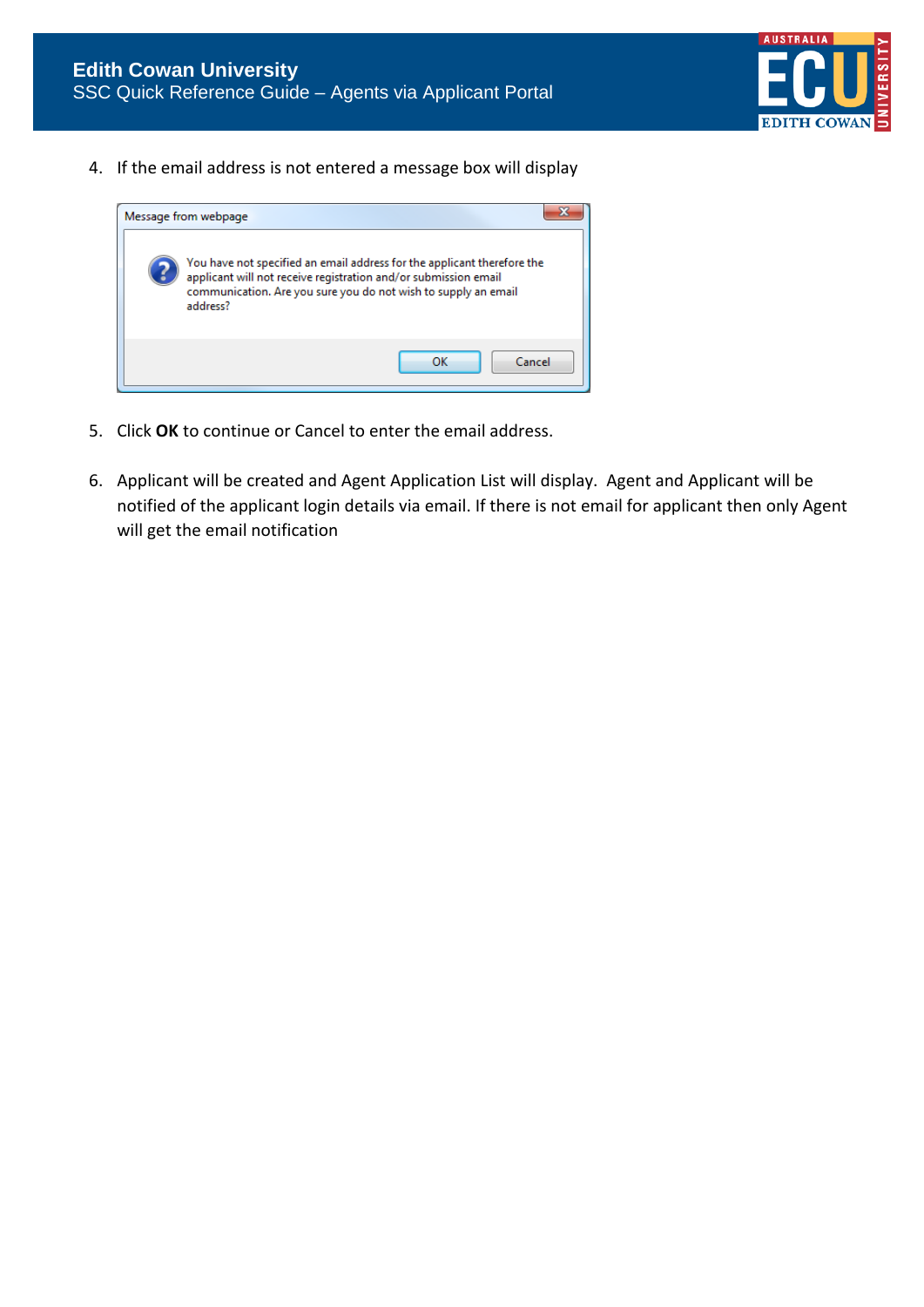4. If the email address is not entered a message box will display

Message from webpage

You have not specified an email address for the applicant therefore the applicant will not receive registration and/or submission email communication. Are you sure you do not wish to supply an email address?

OK Cancel

5. Click **OK** to continue or Cancel to enter the email address.

6. Applicant will be created and Agent Application List will display. Agent and Applicant will be notified of the applicant login details via email. If there is not email for applicant then only Agent will get the email notification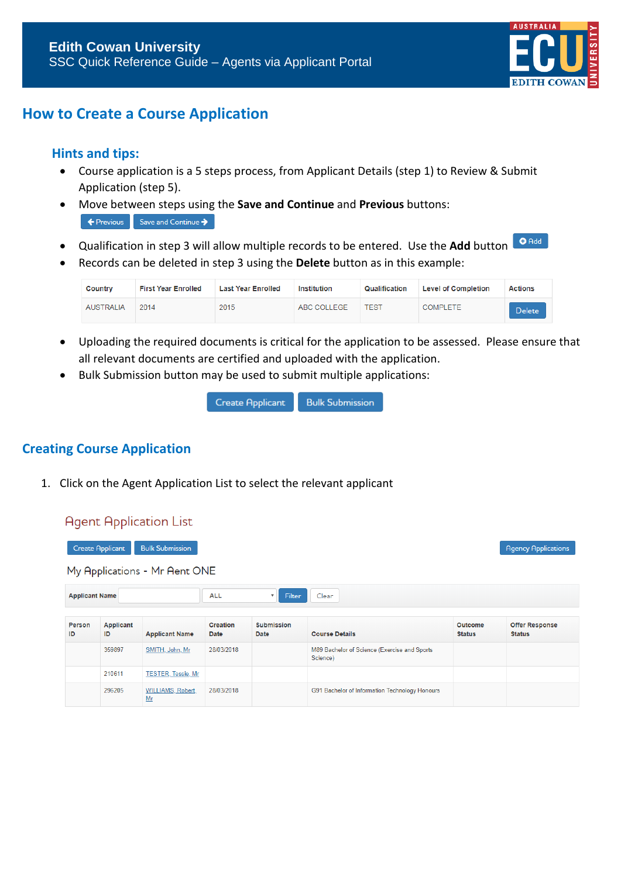## How to Create a Course Application

### Hints and tips:

- Course application is a 5 steps process, from Applicant Details (step 1) to Review & Submit Application (step 5).
- Move between steps using the **Save and Continue** and **Previous** buttons:
  Previous | Save and Continue
- Qualification in step 3 will allow multiple records to be entered. Use the **Add** button Add
- Records can be deleted in step 3 using the **Delete** button as in this example:

| Country | First Year Enrolled | Last Year Enrolled | Institution | Qualification | Level of Completion | Actions |
|---|---|---|---|---|---|---|
| AUSTRALIA | 2014 | 2015 | ABC COLLEGE | TEST | COMPLETE | Delete |

- Uploading the required documents is critical for the application to be assessed. Please ensure that all relevant documents are certified and uploaded with the application.
- Bulk Submission button may be used to submit multiple applications:

Create Applicant | Bulk Submission

## Creating Course Application

1. Click on the Agent Application List to select the relevant applicant

Agent Application List

Create Applicant | Bulk Submission | Agency Applications

My Applications - Mr Aent ONE

Applicant Name | ALL | Filter | Clear

| Person ID | Applicant ID | Applicant Name | Creation Date | Submission Date | Course Details | Outcome Status | Offer Response Status |
|---|---|---|---|---|---|---|---|
| | 359897 | SMITH, John, Mr | 28/03/2018 | | M89 Bachelor of Science (Exercise and Sports Science) | | |
| | 210611 | TESTER, Tessie, Mr | | | | | |
| | 296205 | WILLIAMS, Robert, Mr | 28/03/2018 | | G91 Bachelor of Information Technology Honours | | |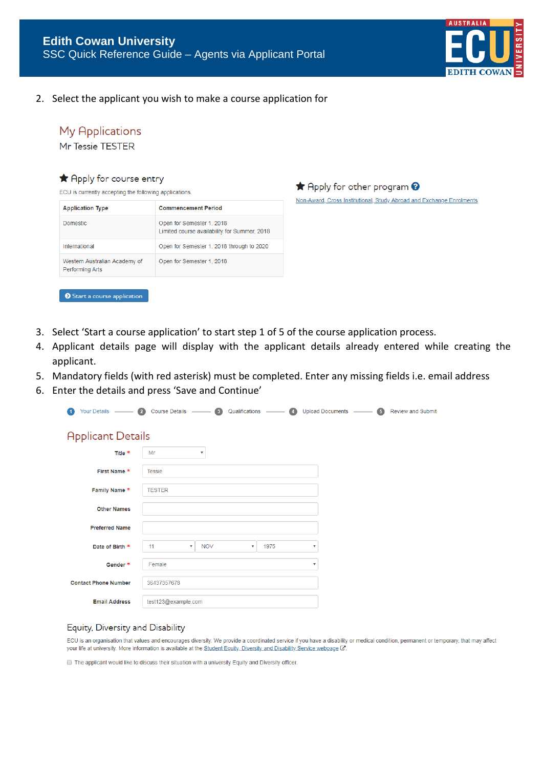2. Select the applicant you wish to make a course application for

## My Applications

Mr Tessie TESTER

### ★ Apply for course entry

ECU is currently accepting the following applications.

| Application Type | Commencement Period |
| --- | --- |
| Domestic | Open for Semester 1, 2018<br>Limited course availability for Summer, 2018 |
| International | Open for Semester 1, 2018 through to 2020 |
| Western Australian Academy of Performing Arts | Open for Semester 1, 2018 |

Start a course application

### ★ Apply for other program

Non-Award, Cross Institutional, Study Abroad and Exchange Enrolments

3. Select 'Start a course application' to start step 1 of 5 of the course application process.
4. Applicant details page will display with the applicant details already entered while creating the applicant.
5. Mandatory fields (with red asterisk) must be completed. Enter any missing fields i.e. email address
6. Enter the details and press 'Save and Continue'

1 Your Details — 2 Course Details — 3 Qualifications — 4 Upload Documents — 5 Review and Submit

## Applicant Details

| Field | Value |
| --- | --- |
| Title * | Mr |
| First Name * | Tessie |
| Family Name * | TESTER |
| Other Names | |
| Preferred Name | |
| Date of Birth * | 11 NOV 1975 |
| Gender * | Female |
| Contact Phone Number | 36437357678 |
| Email Address | test123@example.com |

### Equity, Diversity and Disability

ECU is an organisation that values and encourages diversity. We provide a coordinated service if you have a disability or medical condition, permanent or temporary, that may affect your life at university. More information is available at the Student Equity, Diversity and Disability Service webpage.

☐ The applicant would like to discuss their situation with a university Equity and Diversity officer.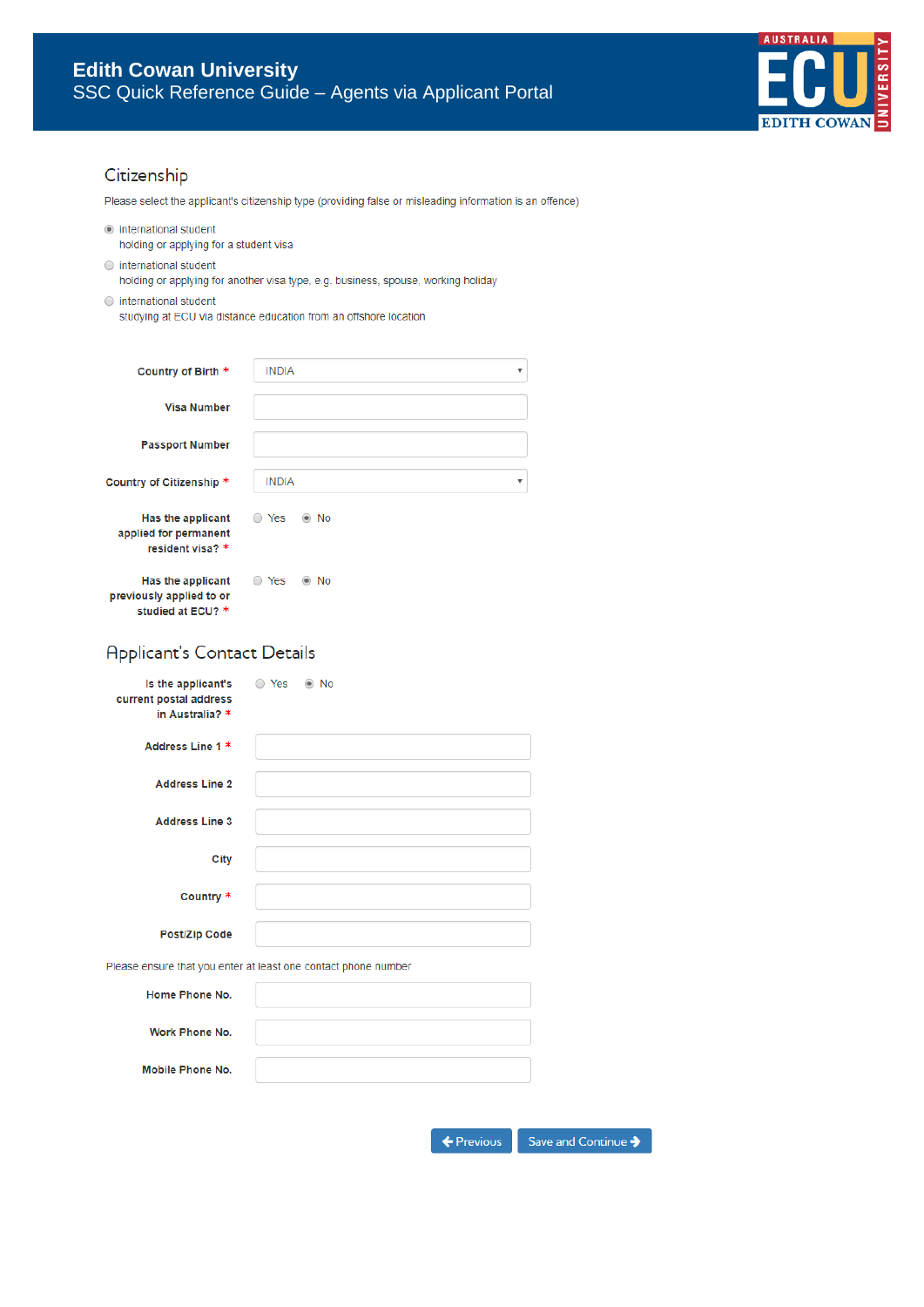## Citizenship

Please select the applicant's citizenship type (providing false or misleading information is an offence)

- (•) international student
  holding or applying for a student visa
- ( ) international student
  holding or applying for another visa type, e.g. business, spouse, working holiday
- ( ) international student
  studying at ECU via distance education from an offshore location

**Country of Birth** * INDIA

**Visa Number**

**Passport Number**

**Country of Citizenship** * INDIA

**Has the applicant applied for permanent resident visa?** * ( ) Yes (•) No

**Has the applicant previously applied to or studied at ECU?** * ( ) Yes (•) No

## Applicant's Contact Details

**Is the applicant's current postal address in Australia?** * ( ) Yes (•) No

**Address Line 1** *

**Address Line 2**

**Address Line 3**

**City**

**Country** *

**Post/Zip Code**

Please ensure that you enter at least one contact phone number

**Home Phone No.**

**Work Phone No.**

**Mobile Phone No.**

Previous | Save and Continue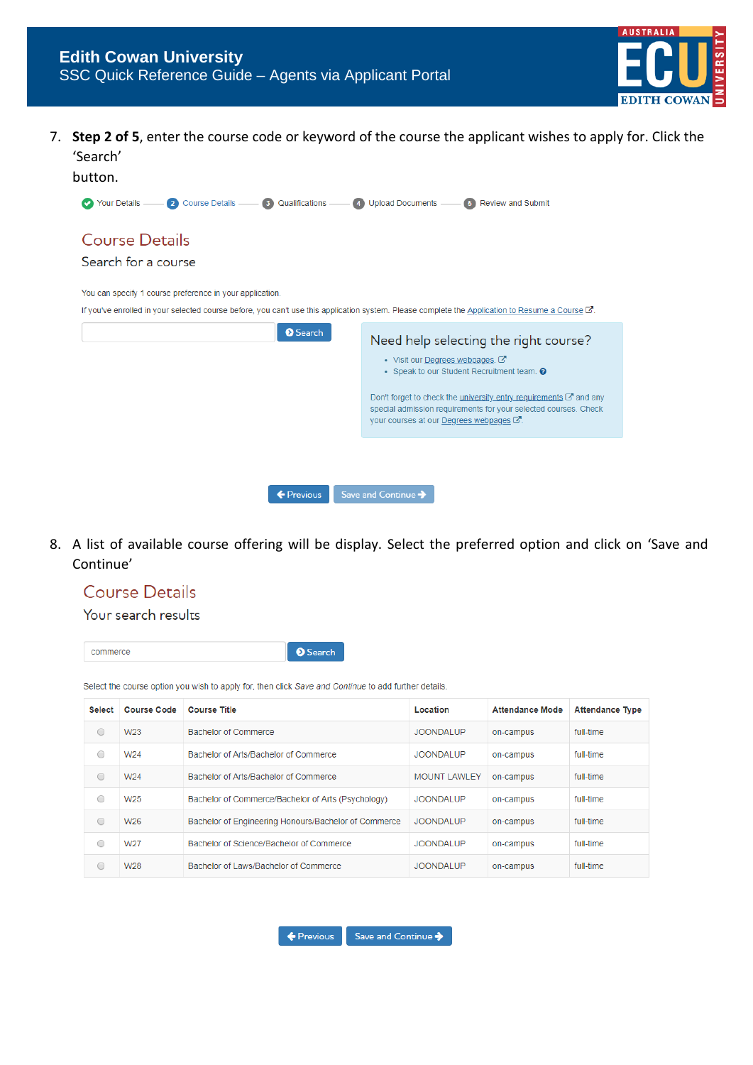7. **Step 2 of 5**, enter the course code or keyword of the course the applicant wishes to apply for. Click the 'Search' button.

Your Details — 2 Course Details — 3 Qualifications — 4 Upload Documents — 5 Review and Submit

## Course Details

Search for a course

You can specify 1 course preference in your application.

If you've enrolled in your selected course before, you can't use this application system. Please complete the Application to Resume a Course.

Search

**Need help selecting the right course?**

- Visit our Degrees webpages.
- Speak to our Student Recruitment team.

Don't forget to check the university entry requirements and any special admission requirements for your selected courses. Check your courses at our Degrees webpages.

Previous | Save and Continue

8. A list of available course offering will be display. Select the preferred option and click on 'Save and Continue'

## Course Details

Your search results

commerce | Search

Select the course option you wish to apply for, then click *Save and Continue* to add further details.

| Select | Course Code | Course Title | Location | Attendance Mode | Attendance Type |
|---|---|---|---|---|---|
| ○ | W23 | Bachelor of Commerce | JOONDALUP | on-campus | full-time |
| ○ | W24 | Bachelor of Arts/Bachelor of Commerce | JOONDALUP | on-campus | full-time |
| ○ | W24 | Bachelor of Arts/Bachelor of Commerce | MOUNT LAWLEY | on-campus | full-time |
| ○ | W25 | Bachelor of Commerce/Bachelor of Arts (Psychology) | JOONDALUP | on-campus | full-time |
| ○ | W26 | Bachelor of Engineering Honours/Bachelor of Commerce | JOONDALUP | on-campus | full-time |
| ○ | W27 | Bachelor of Science/Bachelor of Commerce | JOONDALUP | on-campus | full-time |
| ○ | W28 | Bachelor of Laws/Bachelor of Commerce | JOONDALUP | on-campus | full-time |

Previous | Save and Continue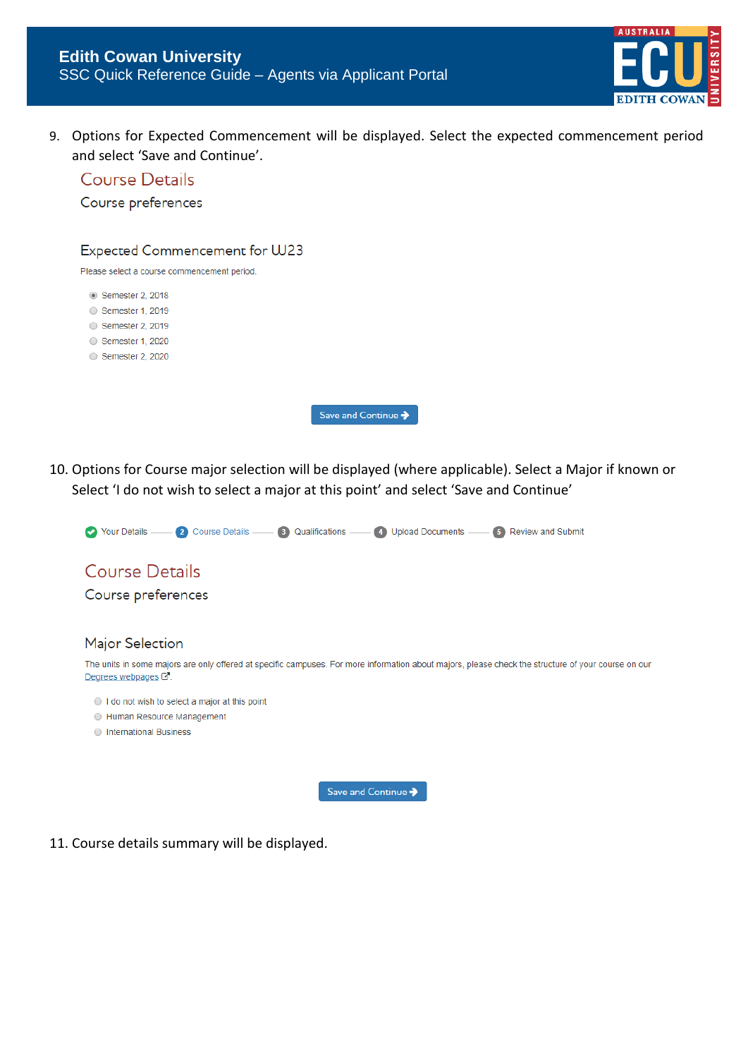9. Options for Expected Commencement will be displayed. Select the expected commencement period and select 'Save and Continue'.

## Course Details

Course preferences

### Expected Commencement for U23

Please select a course commencement period.

- Semester 2, 2018
- Semester 1, 2019
- Semester 2, 2019
- Semester 1, 2020
- Semester 2, 2020

Save and Continue

10. Options for Course major selection will be displayed (where applicable). Select a Major if known or Select 'I do not wish to select a major at this point' and select 'Save and Continue'

Your Details — 2 Course Details — 3 Qualifications — 4 Upload Documents — 5 Review and Submit

## Course Details

Course preferences

### Major Selection

The units in some majors are only offered at specific campuses. For more information about majors, please check the structure of your course on our Degrees webpages.

- I do not wish to select a major at this point
- Human Resource Management
- International Business

Save and Continue

11. Course details summary will be displayed.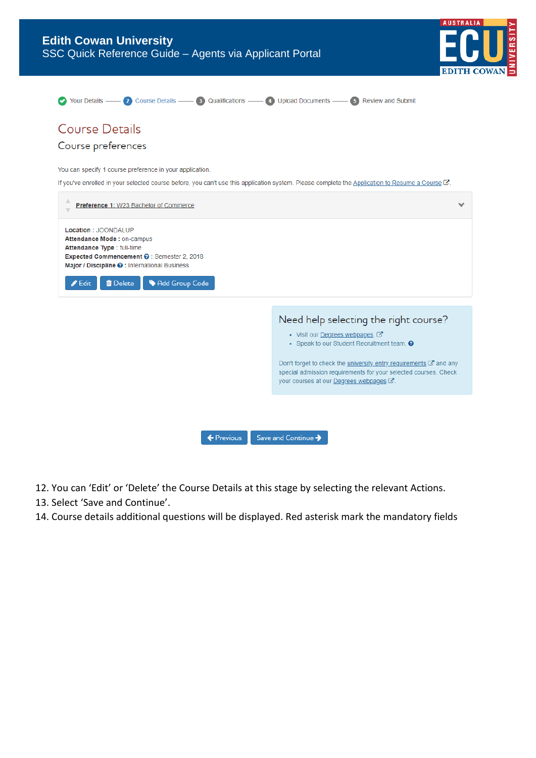Your Details —— 2 Course Details —— 3 Qualifications —— 4 Upload Documents —— 5 Review and Submit

## Course Details

### Course preferences

You can specify 1 course preference in your application.

If you've enrolled in your selected course before, you can't use this application system. Please complete the Application to Resume a Course.

**Preference 1**: W23 Bachelor of Commerce

**Location** : JOONDALUP
**Attendance Mode** : on-campus
**Attendance Type** : full-time
**Expected Commencement** : Semester 2, 2018
**Major / Discipline** : International Business

Edit | Delete | Add Group Code

**Need help selecting the right course?**

- Visit our Degrees webpages.
- Speak to our Student Recruitment team.

Don't forget to check the university entry requirements and any special admission requirements for your selected courses. Check your courses at our Degrees webpages.

Previous | Save and Continue

12. You can 'Edit' or 'Delete' the Course Details at this stage by selecting the relevant Actions.
13. Select 'Save and Continue'.
14. Course details additional questions will be displayed. Red asterisk mark the mandatory fields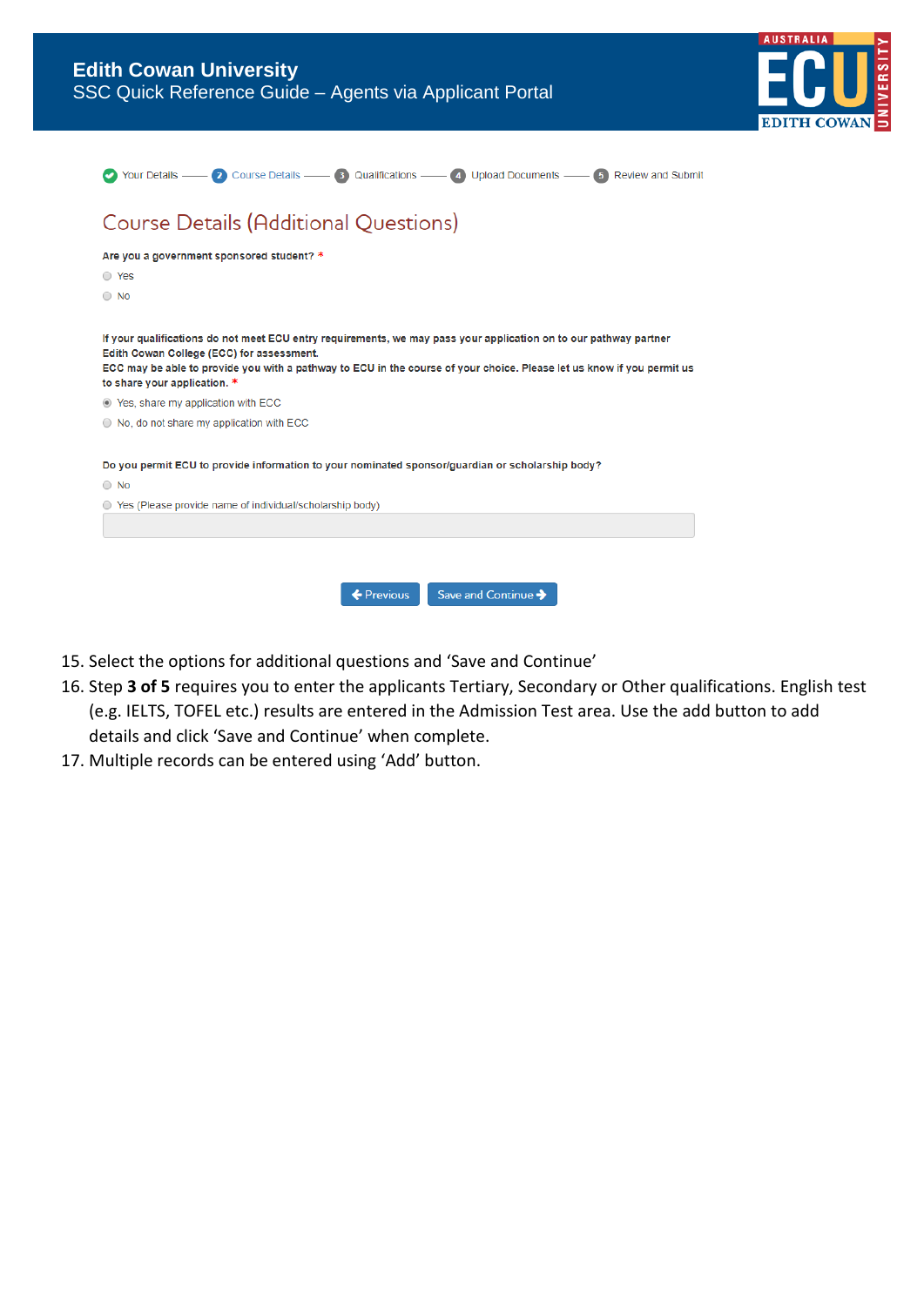Your Details —— 2 Course Details —— 3 Qualifications —— 4 Upload Documents —— 5 Review and Submit

## Course Details (Additional Questions)

**Are you a government sponsored student?** *

- Yes
- No

**If your qualifications do not meet ECU entry requirements, we may pass your application on to our pathway partner Edith Cowan College (ECC) for assessment.**
**ECC may be able to provide you with a pathway to ECU in the course of your choice. Please let us know if you permit us to share your application.** *

- Yes, share my application with ECC
- No, do not share my application with ECC

**Do you permit ECU to provide information to your nominated sponsor/guardian or scholarship body?**

- No
- Yes (Please provide name of individual/scholarship body)

Previous | Save and Continue

15. Select the options for additional questions and 'Save and Continue'
16. Step **3 of 5** requires you to enter the applicants Tertiary, Secondary or Other qualifications. English test (e.g. IELTS, TOFEL etc.) results are entered in the Admission Test area. Use the add button to add details and click 'Save and Continue' when complete.
17. Multiple records can be entered using 'Add' button.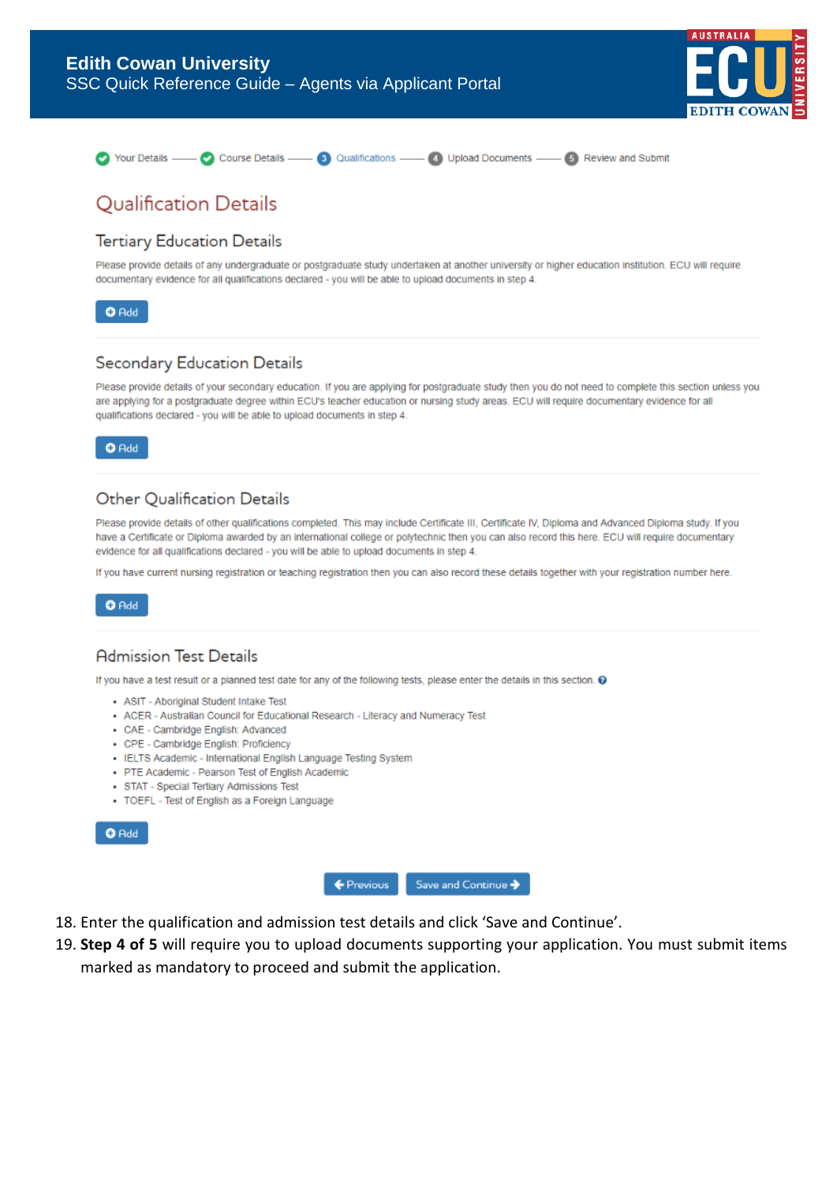Your Details — Course Details — 3 Qualifications — 4 Upload Documents — 5 Review and Submit

# Qualification Details

## Tertiary Education Details

Please provide details of any undergraduate or postgraduate study undertaken at another university or higher education institution. ECU will require documentary evidence for all qualifications declared - you will be able to upload documents in step 4.

Add

## Secondary Education Details

Please provide details of your secondary education. If you are applying for postgraduate study then you do not need to complete this section unless you are applying for a postgraduate degree within ECU's teacher education or nursing study areas. ECU will require documentary evidence for all qualifications declared - you will be able to upload documents in step 4.

Add

## Other Qualification Details

Please provide details of other qualifications completed. This may include Certificate III, Certificate IV, Diploma and Advanced Diploma study. If you have a Certificate or Diploma awarded by an international college or polytechnic then you can also record this here. ECU will require documentary evidence for all qualifications declared - you will be able to upload documents in step 4.

If you have current nursing registration or teaching registration then you can also record these details together with your registration number here.

Add

## Admission Test Details

If you have a test result or a planned test date for any of the following tests, please enter the details in this section.

- ASIT - Aboriginal Student Intake Test
- ACER - Australian Council for Educational Research - Literacy and Numeracy Test
- CAE - Cambridge English: Advanced
- CPE - Cambridge English: Proficiency
- IELTS Academic - International English Language Testing System
- PTE Academic - Pearson Test of English Academic
- STAT - Special Tertiary Admissions Test
- TOEFL - Test of English as a Foreign Language

Add

Previous | Save and Continue

18. Enter the qualification and admission test details and click 'Save and Continue'.
19. **Step 4 of 5** will require you to upload documents supporting your application. You must submit items marked as mandatory to proceed and submit the application.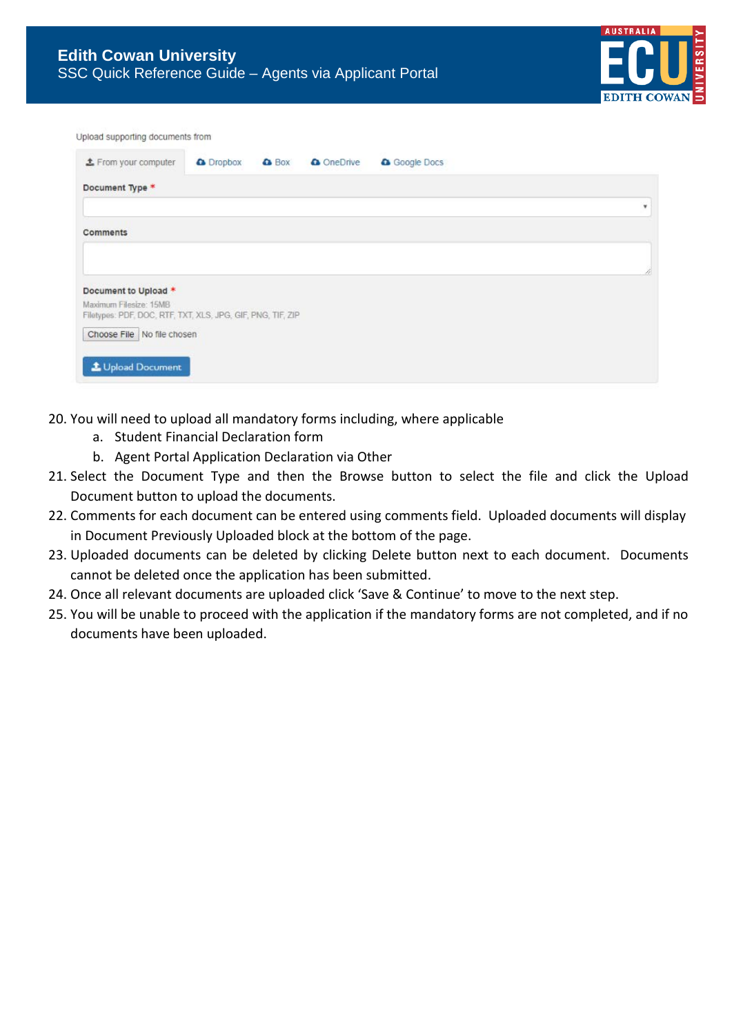Upload supporting documents from

From your computer | Dropbox | Box | OneDrive | Google Docs

**Document Type** *

**Comments**

**Document to Upload** *

Maximum Filesize: 15MB
Filetypes: PDF, DOC, RTF, TXT, XLS, JPG, GIF, PNG, TIF, ZIP

Choose File No file chosen

Upload Document

20. You will need to upload all mandatory forms including, where applicable
    a. Student Financial Declaration form
    b. Agent Portal Application Declaration via Other
21. Select the Document Type and then the Browse button to select the file and click the Upload Document button to upload the documents.
22. Comments for each document can be entered using comments field. Uploaded documents will display in Document Previously Uploaded block at the bottom of the page.
23. Uploaded documents can be deleted by clicking Delete button next to each document. Documents cannot be deleted once the application has been submitted.
24. Once all relevant documents are uploaded click 'Save & Continue' to move to the next step.
25. You will be unable to proceed with the application if the mandatory forms are not completed, and if no documents have been uploaded.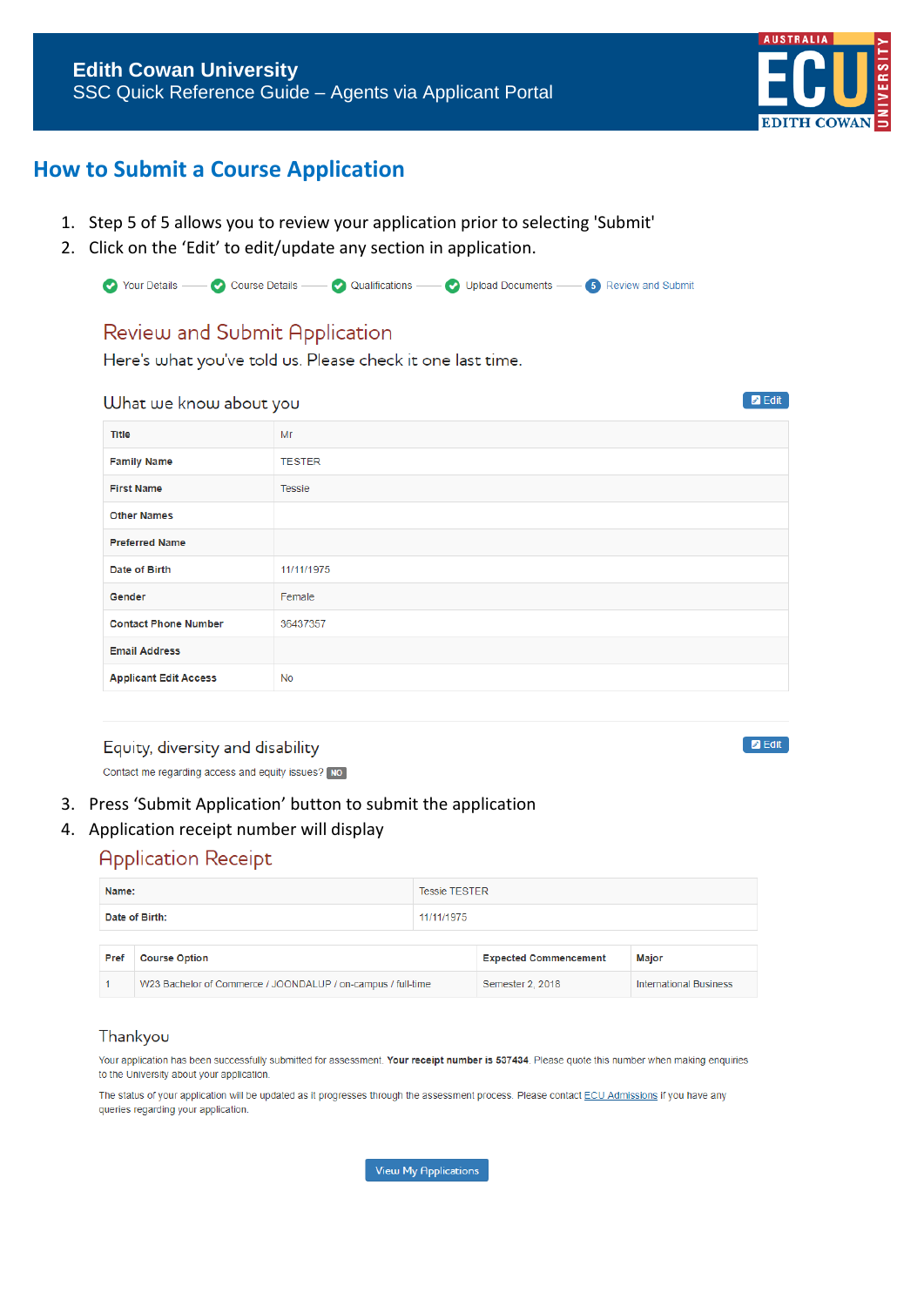Edith Cowan University
SSC Quick Reference Guide – Agents via Applicant Portal

## How to Submit a Course Application

1. Step 5 of 5 allows you to review your application prior to selecting 'Submit'
2. Click on the 'Edit' to edit/update any section in application.

Your Details — Course Details — Qualifications — Upload Documents — 5 Review and Submit

### Review and Submit Application

Here's what you've told us. Please check it one last time.

#### What we know about you

Edit

| Title | Mr |
|---|---|
| Family Name | TESTER |
| First Name | Tessie |
| Other Names | |
| Preferred Name | |
| Date of Birth | 11/11/1975 |
| Gender | Female |
| Contact Phone Number | 36437357 |
| Email Address | |
| Applicant Edit Access | No |

#### Equity, diversity and disability

Edit

Contact me regarding access and equity issues? NO

3. Press 'Submit Application' button to submit the application
4. Application receipt number will display

### Application Receipt

| Name: | Tessie TESTER |
|---|---|
| Date of Birth: | 11/11/1975 |

| Pref | Course Option | Expected Commencement | Major |
|---|---|---|---|
| 1 | W23 Bachelor of Commerce / JOONDALUP / on-campus / full-time | Semester 2, 2018 | International Business |

#### Thankyou

Your application has been successfully submitted for assessment. **Your receipt number is 537434**. Please quote this number when making enquiries to the University about your application.

The status of your application will be updated as it progresses through the assessment process. Please contact ECU Admissions if you have any queries regarding your application.

View My Applications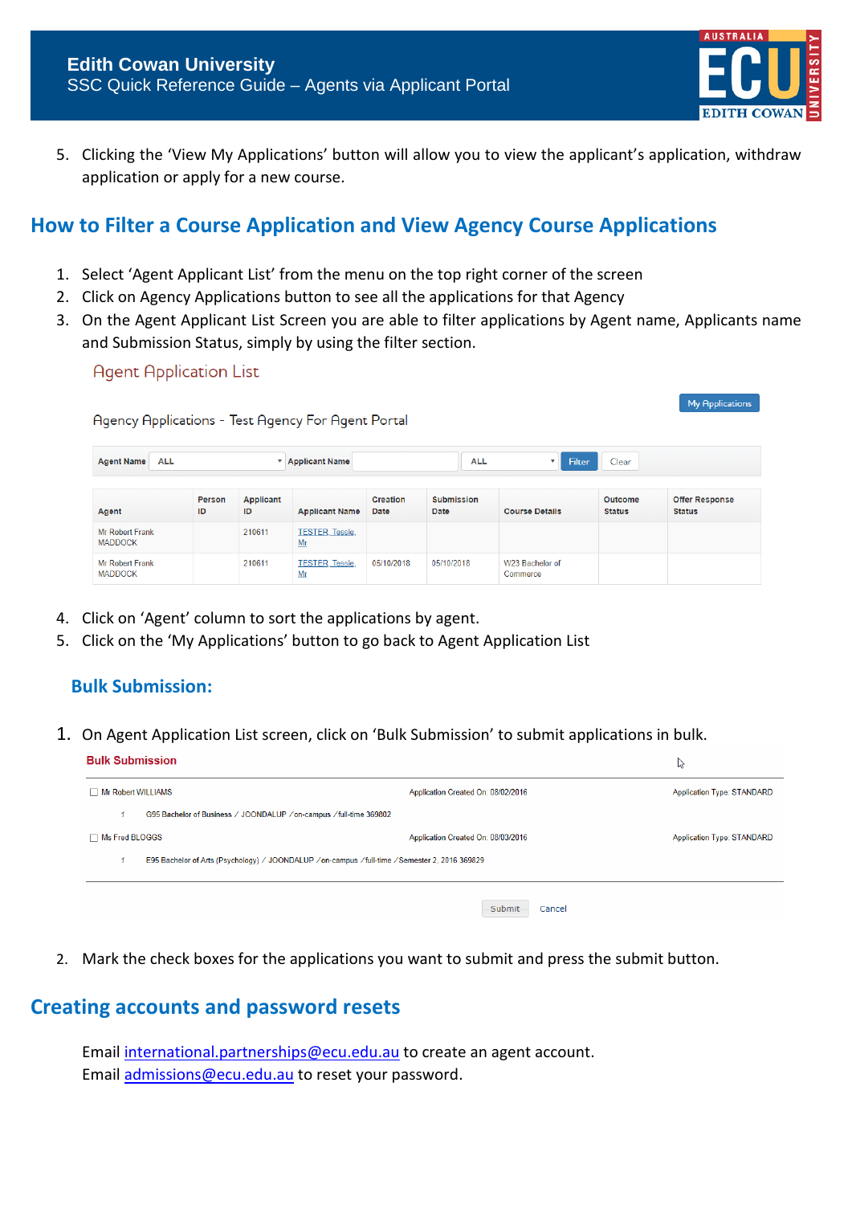5. Clicking the 'View My Applications' button will allow you to view the applicant's application, withdraw application or apply for a new course.

## How to Filter a Course Application and View Agency Course Applications

1. Select 'Agent Applicant List' from the menu on the top right corner of the screen
2. Click on Agency Applications button to see all the applications for that Agency
3. On the Agent Applicant List Screen you are able to filter applications by Agent name, Applicants name and Submission Status, simply by using the filter section.

Agent Application List

My Applications

Agency Applications - Test Agency For Agent Portal

Agent Name ALL Applicant Name ALL Filter Clear

| Agent | Person ID | Applicant ID | Applicant Name | Creation Date | Submission Date | Course Details | Outcome Status | Offer Response Status |
|---|---|---|---|---|---|---|---|---|
| Mr Robert Frank MADDOCK | | 210611 | TESTER, Tessie, Mr | | | | | |
| Mr Robert Frank MADDOCK | | 210611 | TESTER, Tessie, Mr | 05/10/2018 | 05/10/2018 | W23 Bachelor of Commerce | | |

4. Click on 'Agent' column to sort the applications by agent.
5. Click on the 'My Applications' button to go back to Agent Application List

### Bulk Submission:

1. On Agent Application List screen, click on 'Bulk Submission' to submit applications in bulk.

Bulk Submission

| | | |
|---|---|---|
| ☐ Mr Robert WILLIAMS | Application Created On: 08/02/2016 | Application Type: STANDARD |
| 1 G95 Bachelor of Business / JOONDALUP / on-campus / full-time 369802 | | |
| ☐ Ms Fred BLOGGS | Application Created On: 08/03/2016 | Application Type: STANDARD |
| 1 E95 Bachelor of Arts (Psychology) / JOONDALUP / on-campus / full-time / Semester 2, 2016 369829 | | |

Submit Cancel

2. Mark the check boxes for the applications you want to submit and press the submit button.

## Creating accounts and password resets

Email international.partnerships@ecu.edu.au to create an agent account.
Email admissions@ecu.edu.au to reset your password.